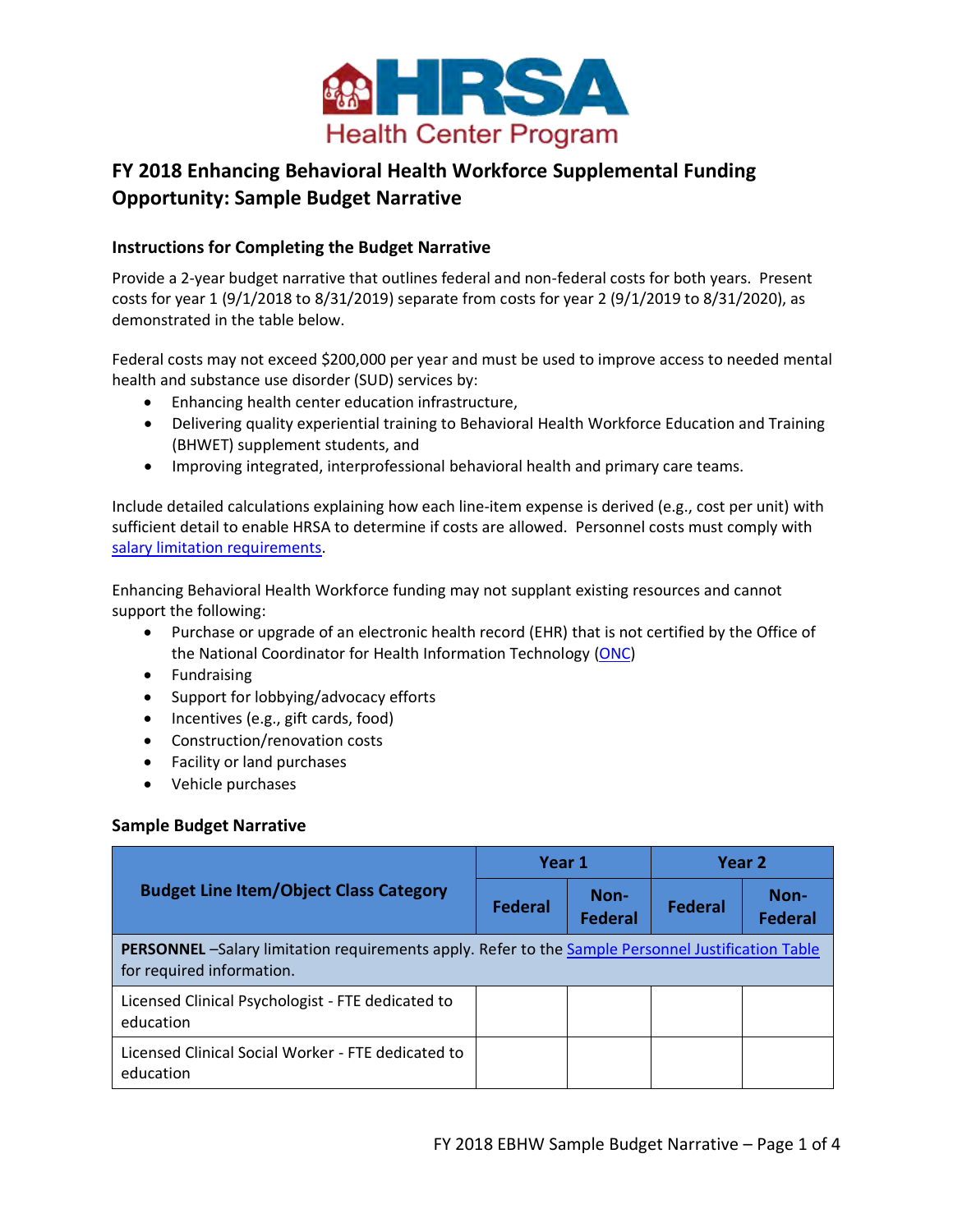# FY 2018 Enhancing Behavioral Health Workforce Supplemental Funding Opportunity: Sample Budget Narrative

## Instructions for Completing the Budget Narrative

Provide a 2-year budget narrative that outlines federal and non-federal costs for both years. Present costs for year 1 (9/1/2018 to 8/31/2019) separate from costs for year 2 (9/1/2019 to 8/31/2020), as demonstrated in the table below.

Federal costs may not exceed $200,000 per year and must be used to improve access to needed mental health and substance use disorder (SUD) services by:

- Enhancing health center education infrastructure,
- Delivering quality experiential training to Behavioral Health Workforce Education and Training (BHWET) supplement students, and
- Improving integrated, interprofessional behavioral health and primary care teams.

Include detailed calculations explaining how each line-item expense is derived (e.g., cost per unit) with sufficient detail to enable HRSA to determine if costs are allowed. Personnel costs must comply with salary limitation requirements.

Enhancing Behavioral Health Workforce funding may not supplant existing resources and cannot support the following:

- Purchase or upgrade of an electronic health record (EHR) that is not certified by the Office of the National Coordinator for Health Information Technology (ONC)
- Fundraising
- Support for lobbying/advocacy efforts
- Incentives (e.g., gift cards, food)
- Construction/renovation costs
- Facility or land purchases
- Vehicle purchases

## Sample Budget Narrative

| Budget Line Item/Object Class Category | Year 1 | | Year 2 | |
|---|---|---|---|---|
| | Federal | Non-Federal | Federal | Non-Federal |
| **PERSONNEL** –Salary limitation requirements apply. Refer to the Sample Personnel Justification Table for required information. | | | | |
| Licensed Clinical Psychologist - FTE dedicated to education | | | | |
| Licensed Clinical Social Worker - FTE dedicated to education | | | | |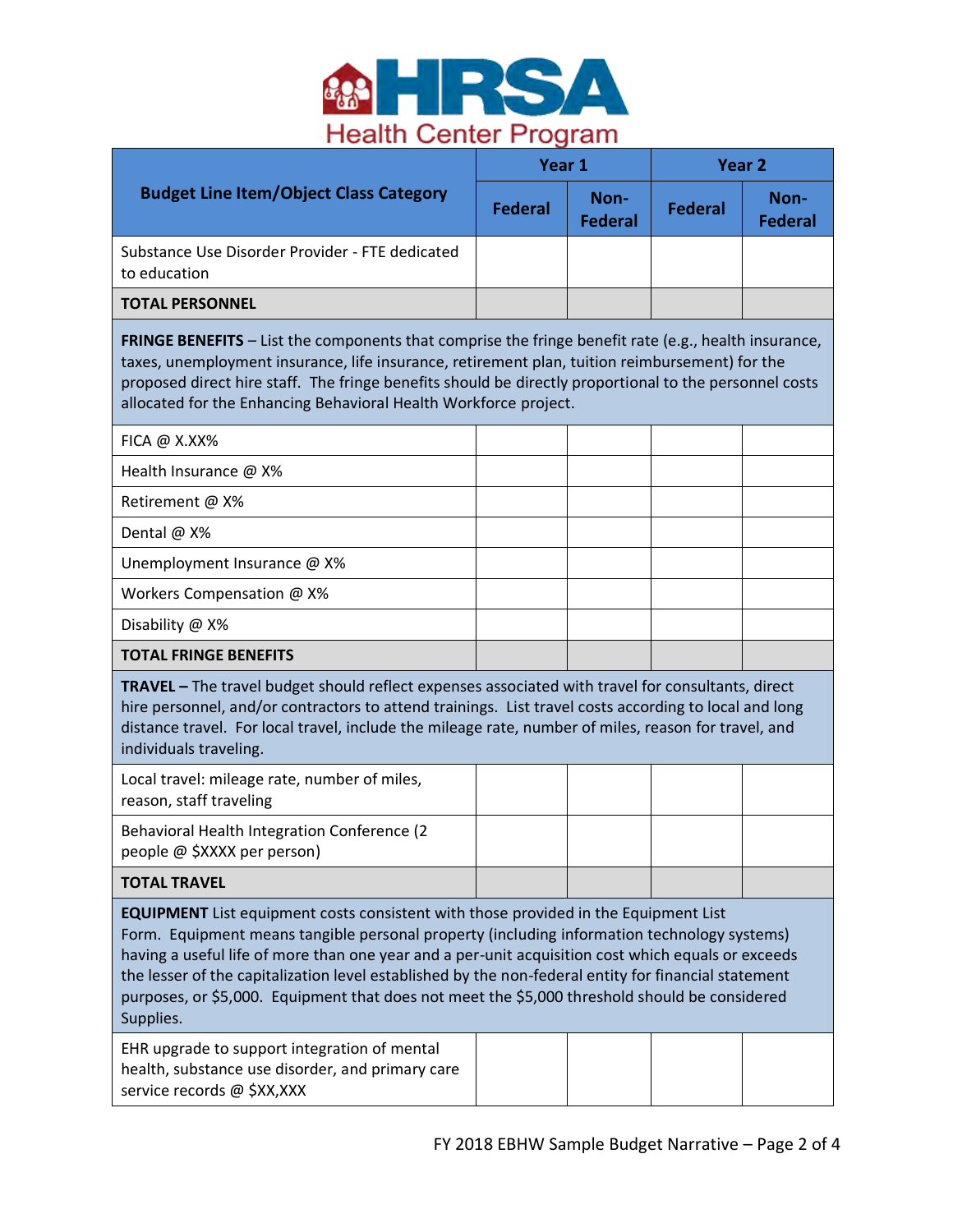| Budget Line Item/Object Class Category | Year 1 | | Year 2 | |
|---|---|---|---|---|
| | **Federal** | **Non-Federal** | **Federal** | **Non-Federal** |
| Substance Use Disorder Provider - FTE dedicated to education | | | | |
| **TOTAL PERSONNEL** | | | | |
| **FRINGE BENEFITS** – List the components that comprise the fringe benefit rate (e.g., health insurance, taxes, unemployment insurance, life insurance, retirement plan, tuition reimbursement) for the proposed direct hire staff. The fringe benefits should be directly proportional to the personnel costs allocated for the Enhancing Behavioral Health Workforce project. | | | | |
| FICA @ X.XX% | | | | |
| Health Insurance @ X% | | | | |
| Retirement @ X% | | | | |
| Dental @ X% | | | | |
| Unemployment Insurance @ X% | | | | |
| Workers Compensation @ X% | | | | |
| Disability @ X% | | | | |
| **TOTAL FRINGE BENEFITS** | | | | |
| **TRAVEL –** The travel budget should reflect expenses associated with travel for consultants, direct hire personnel, and/or contractors to attend trainings. List travel costs according to local and long distance travel. For local travel, include the mileage rate, number of miles, reason for travel, and individuals traveling. | | | | |
| Local travel: mileage rate, number of miles, reason, staff traveling | | | | |
| Behavioral Health Integration Conference (2 people @ $XXXX per person) | | | | |
| **TOTAL TRAVEL** | | | | |
| **EQUIPMENT** List equipment costs consistent with those provided in the Equipment List Form. Equipment means tangible personal property (including information technology systems) having a useful life of more than one year and a per-unit acquisition cost which equals or exceeds the lesser of the capitalization level established by the non-federal entity for financial statement purposes, or $5,000. Equipment that does not meet the $5,000 threshold should be considered Supplies. | | | | |
| EHR upgrade to support integration of mental health, substance use disorder, and primary care service records @ $XX,XXX | | | | |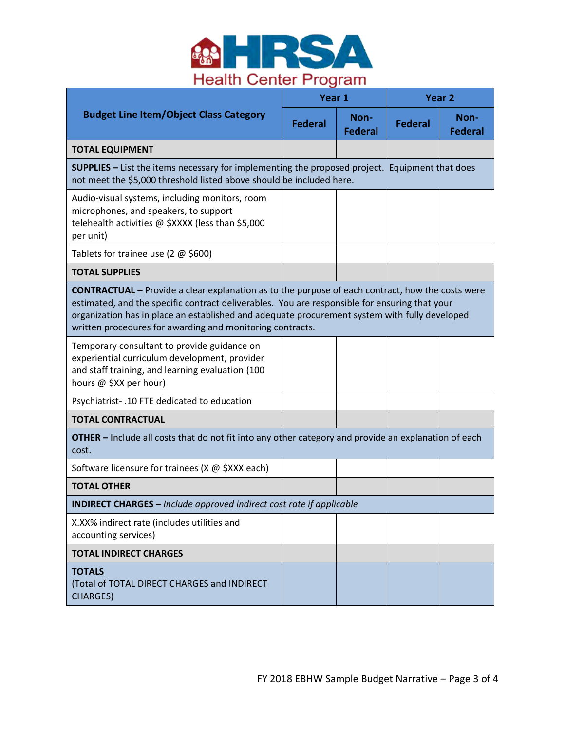| Budget Line Item/Object Class Category | Year 1 | | Year 2 | |
|---|---|---|---|---|
| | Federal | Non-Federal | Federal | Non-Federal |
| **TOTAL EQUIPMENT** | | | | |
| **SUPPLIES –** List the items necessary for implementing the proposed project. Equipment that does not meet the $5,000 threshold listed above should be included here. | | | | |
| Audio-visual systems, including monitors, room microphones, and speakers, to support telehealth activities @ $XXXX (less than $5,000 per unit) | | | | |
| Tablets for trainee use (2 @ $600) | | | | |
| **TOTAL SUPPLIES** | | | | |
| **CONTRACTUAL –** Provide a clear explanation as to the purpose of each contract, how the costs were estimated, and the specific contract deliverables. You are responsible for ensuring that your organization has in place an established and adequate procurement system with fully developed written procedures for awarding and monitoring contracts. | | | | |
| Temporary consultant to provide guidance on experiential curriculum development, provider and staff training, and learning evaluation (100 hours @ $XX per hour) | | | | |
| Psychiatrist- .10 FTE dedicated to education | | | | |
| **TOTAL CONTRACTUAL** | | | | |
| **OTHER –** Include all costs that do not fit into any other category and provide an explanation of each cost. | | | | |
| Software licensure for trainees (X @ $XXX each) | | | | |
| **TOTAL OTHER** | | | | |
| **INDIRECT CHARGES –** *Include approved indirect cost rate if applicable* | | | | |
| X.XX% indirect rate (includes utilities and accounting services) | | | | |
| **TOTAL INDIRECT CHARGES** | | | | |
| **TOTALS** (Total of TOTAL DIRECT CHARGES and INDIRECT CHARGES) | | | | |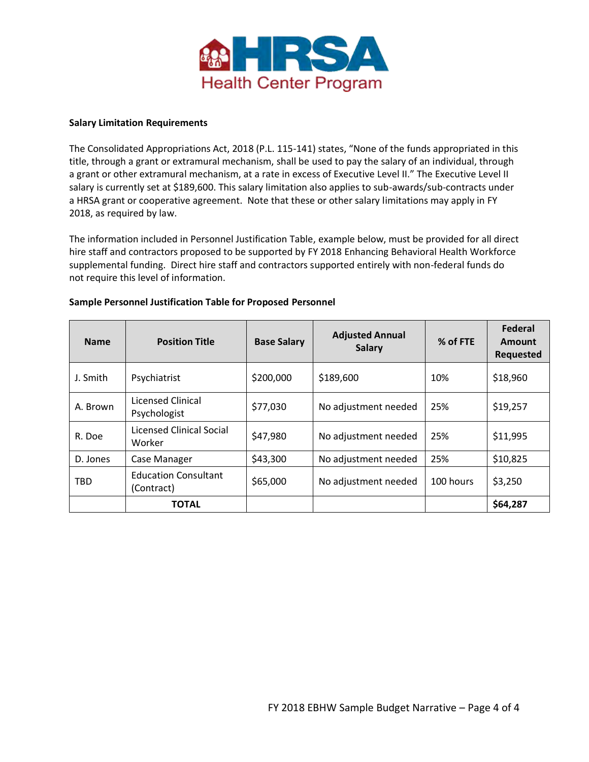HRSA Health Center Program

**Salary Limitation Requirements**

The Consolidated Appropriations Act, 2018 (P.L. 115-141) states, "None of the funds appropriated in this title, through a grant or extramural mechanism, shall be used to pay the salary of an individual, through a grant or other extramural mechanism, at a rate in excess of Executive Level II." The Executive Level II salary is currently set at $189,600. This salary limitation also applies to sub-awards/sub-contracts under a HRSA grant or cooperative agreement. Note that these or other salary limitations may apply in FY 2018, as required by law.

The information included in Personnel Justification Table, example below, must be provided for all direct hire staff and contractors proposed to be supported by FY 2018 Enhancing Behavioral Health Workforce supplemental funding. Direct hire staff and contractors supported entirely with non-federal funds do not require this level of information.

**Sample Personnel Justification Table for Proposed Personnel**

| Name | Position Title | Base Salary | Adjusted Annual Salary | % of FTE | Federal Amount Requested |
|---|---|---|---|---|---|
| J. Smith | Psychiatrist | $200,000 | $189,600 | 10% | $18,960 |
| A. Brown | Licensed Clinical Psychologist | $77,030 | No adjustment needed | 25% | $19,257 |
| R. Doe | Licensed Clinical Social Worker | $47,980 | No adjustment needed | 25% | $11,995 |
| D. Jones | Case Manager | $43,300 | No adjustment needed | 25% | $10,825 |
| TBD | Education Consultant (Contract) | $65,000 | No adjustment needed | 100 hours | $3,250 |
| | **TOTAL** | | | | **$64,287** |